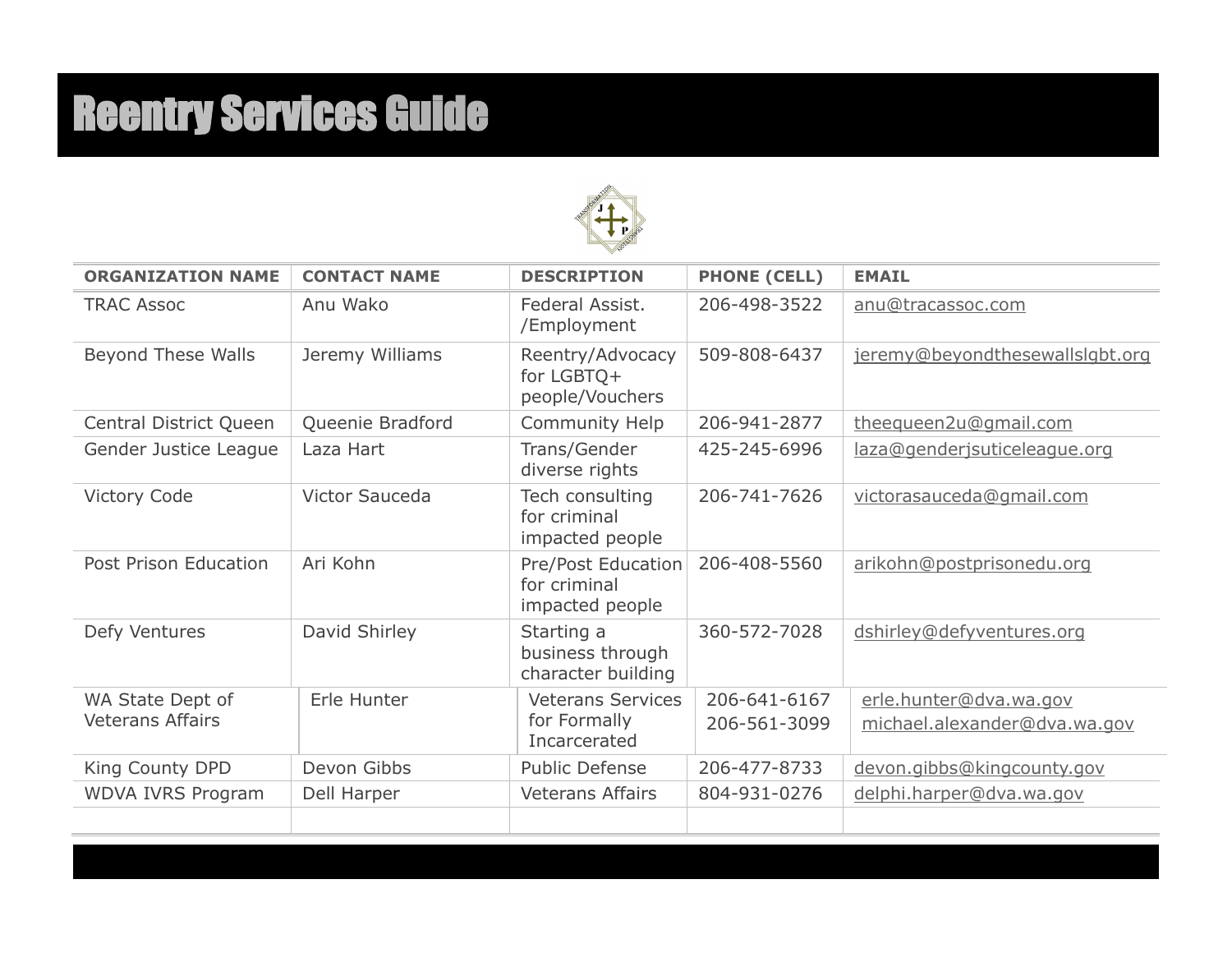# Reentry Services Guide

| ORGANIZATION NAME | CONTACT NAME | DESCRIPTION | PHONE (CELL) | EMAIL |
|---|---|---|---|---|
| TRAC Assoc | Anu Wako | Federal Assist. /Employment | 206-498-3522 | anu@tracassoc.com |
| Beyond These Walls | Jeremy Williams | Reentry/Advocacy for LGBTQ+ people/Vouchers | 509-808-6437 | jeremy@beyondthesewallslgbt.org |
| Central District Queen | Queenie Bradford | Community Help | 206-941-2877 | theequeen2u@gmail.com |
| Gender Justice League | Laza Hart | Trans/Gender diverse rights | 425-245-6996 | laza@genderjsuticeleague.org |
| Victory Code | Victor Sauceda | Tech consulting for criminal impacted people | 206-741-7626 | victorasauceda@gmail.com |
| Post Prison Education | Ari Kohn | Pre/Post Education for criminal impacted people | 206-408-5560 | arikohn@postprisonedu.org |
| Defy Ventures | David Shirley | Starting a business through character building | 360-572-7028 | dshirley@defyventures.org |
| WA State Dept of Veterans Affairs | Erle Hunter | Veterans Services for Formally Incarcerated | 206-641-6167<br>206-561-3099 | erle.hunter@dva.wa.gov<br>michael.alexander@dva.wa.gov |
| King County DPD | Devon Gibbs | Public Defense | 206-477-8733 | devon.gibbs@kingcounty.gov |
| WDVA IVRS Program | Dell Harper | Veterans Affairs | 804-931-0276 | delphi.harper@dva.wa.gov |
| | | | | |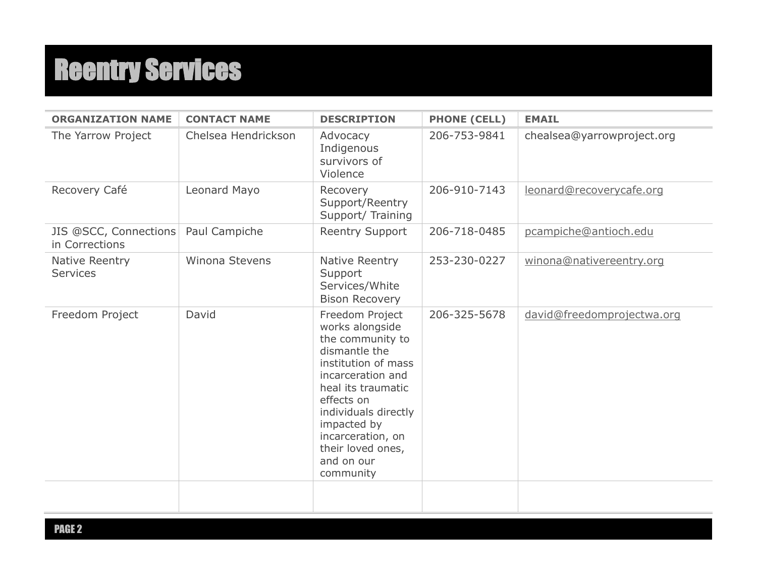# Reentry Services

| ORGANIZATION NAME | CONTACT NAME | DESCRIPTION | PHONE (CELL) | EMAIL |
|---|---|---|---|---|
| The Yarrow Project | Chelsea Hendrickson | Advocacy Indigenous survivors of Violence | 206-753-9841 | chealsea@yarrowproject.org |
| Recovery Café | Leonard Mayo | Recovery Support/Reentry Support/ Training | 206-910-7143 | leonard@recoverycafe.org |
| JIS @SCC, Connections in Corrections | Paul Campiche | Reentry Support | 206-718-0485 | pcampiche@antioch.edu |
| Native Reentry Services | Winona Stevens | Native Reentry Support Services/White Bison Recovery | 253-230-0227 | winona@nativereentry.org |
| Freedom Project | David | Freedom Project works alongside the community to dismantle the institution of mass incarceration and heal its traumatic effects on individuals directly impacted by incarceration, on their loved ones, and on our community | 206-325-5678 | david@freedomprojectwa.org |
| | | | | |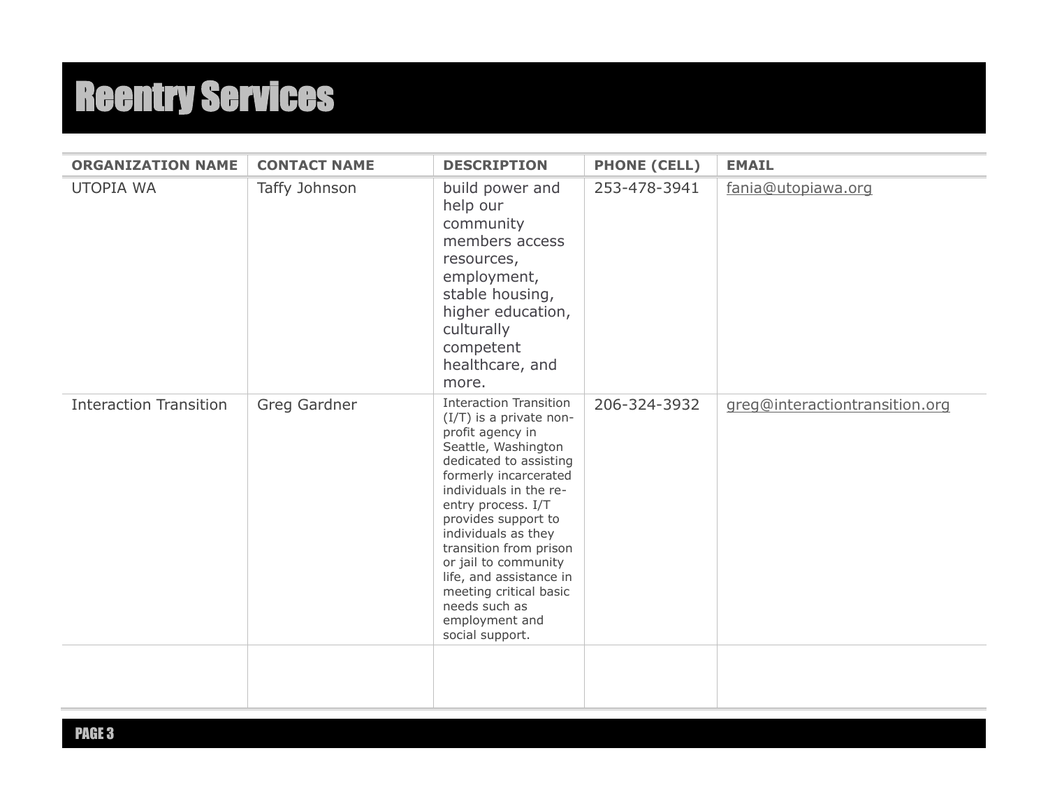# Reentry Services

| ORGANIZATION NAME | CONTACT NAME | DESCRIPTION | PHONE (CELL) | EMAIL |
| --- | --- | --- | --- | --- |
| UTOPIA WA | Taffy Johnson | build power and help our community members access resources, employment, stable housing, higher education, culturally competent healthcare, and more. | 253-478-3941 | fania@utopiawa.org |
| Interaction Transition | Greg Gardner | Interaction Transition (I/T) is a private non-profit agency in Seattle, Washington dedicated to assisting formerly incarcerated individuals in the re-entry process. I/T provides support to individuals as they transition from prison or jail to community life, and assistance in meeting critical basic needs such as employment and social support. | 206-324-3932 | greg@interactiontransition.org |
| | | | | |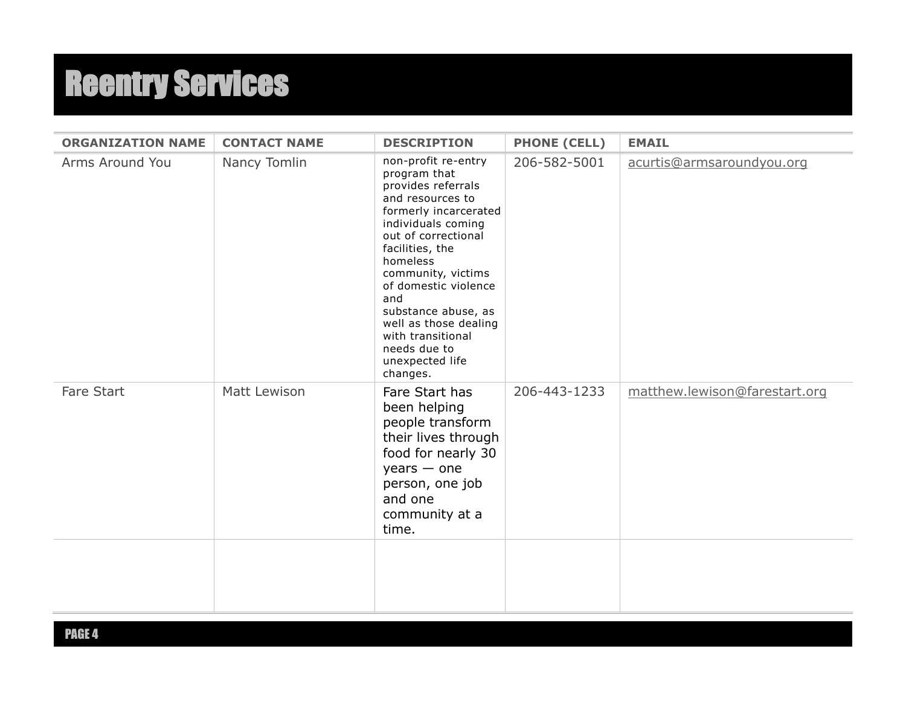# Reentry Services

| ORGANIZATION NAME | CONTACT NAME | DESCRIPTION | PHONE (CELL) | EMAIL |
|---|---|---|---|---|
| Arms Around You | Nancy Tomlin | non-profit re-entry program that provides referrals and resources to formerly incarcerated individuals coming out of correctional facilities, the homeless community, victims of domestic violence and substance abuse, as well as those dealing with transitional needs due to unexpected life changes. | 206-582-5001 | acurtis@armsaroundyou.org |
| Fare Start | Matt Lewison | Fare Start has been helping people transform their lives through food for nearly 30 years — one person, one job and one community at a time. | 206-443-1233 | matthew.lewison@farestart.org |
| | | | | |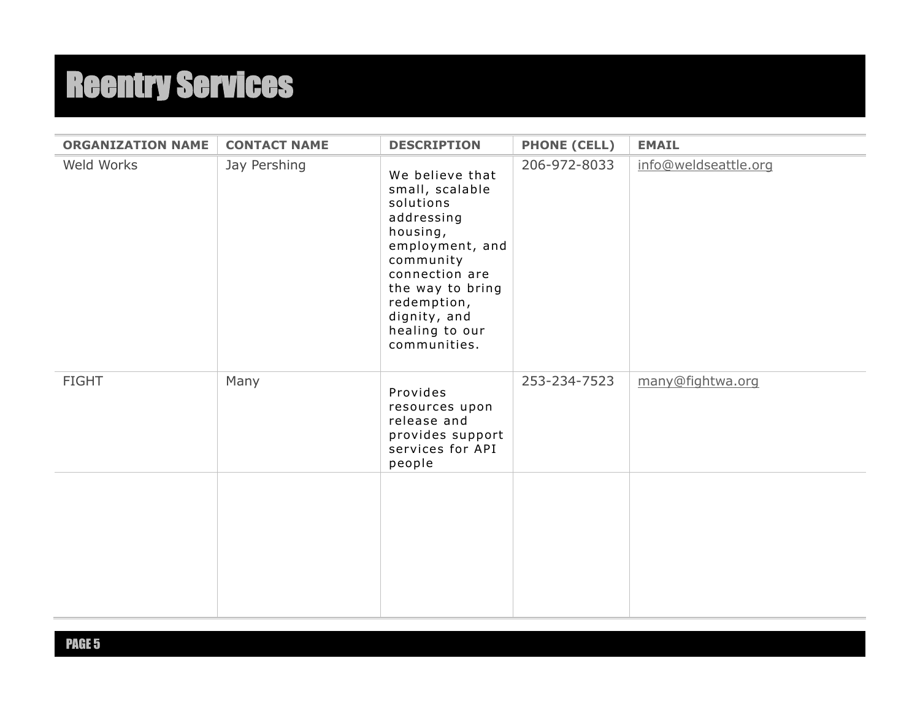# Reentry Services

| ORGANIZATION NAME | CONTACT NAME | DESCRIPTION | PHONE (CELL) | EMAIL |
|---|---|---|---|---|
| Weld Works | Jay Pershing | We believe that small, scalable solutions addressing housing, employment, and community connection are the way to bring redemption, dignity, and healing to our communities. | 206-972-8033 | info@weldseattle.org |
| FIGHT | Many | Provides resources upon release and provides support services for API people | 253-234-7523 | many@fightwa.org |
| | | | | |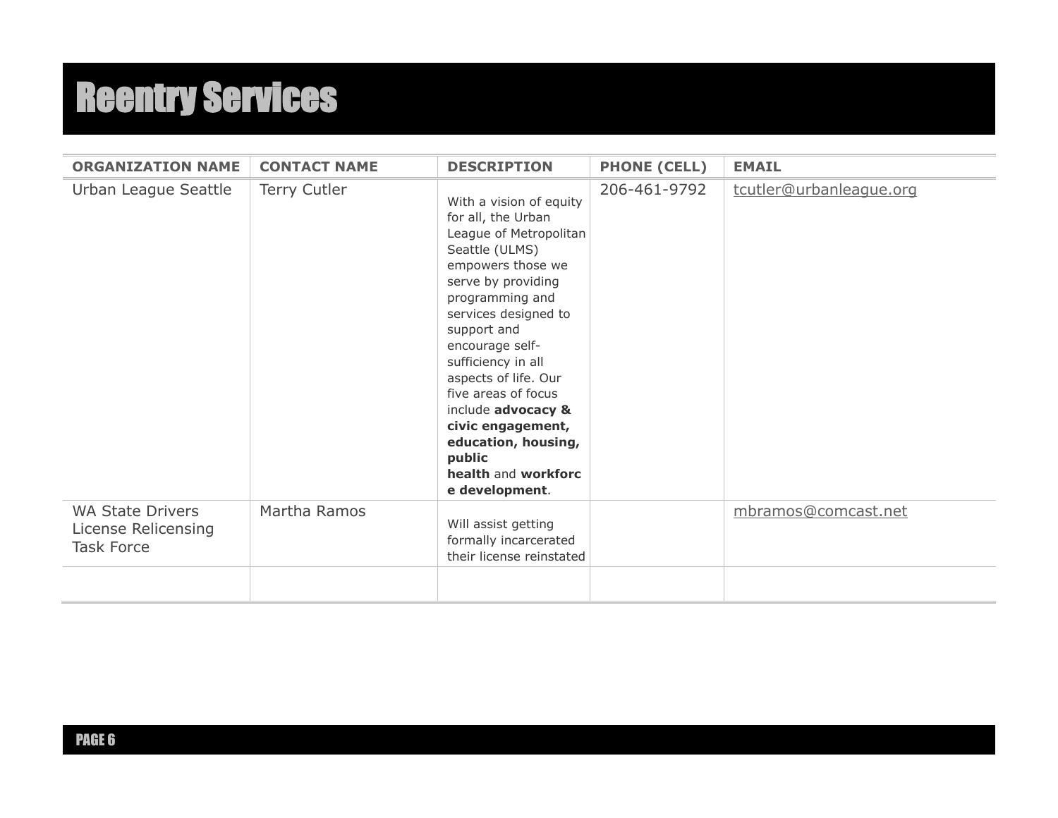# Reentry Services

| ORGANIZATION NAME | CONTACT NAME | DESCRIPTION | PHONE (CELL) | EMAIL |
|---|---|---|---|---|
| Urban League Seattle | Terry Cutler | With a vision of equity for all, the Urban League of Metropolitan Seattle (ULMS) empowers those we serve by providing programming and services designed to support and encourage self-sufficiency in all aspects of life. Our five areas of focus include **advocacy & civic engagement, education, housing, public health** and **workforce development**. | 206-461-9792 | tcutler@urbanleague.org |
| WA State Drivers License Relicensing Task Force | Martha Ramos | Will assist getting formally incarcerated their license reinstated | | mbramos@comcast.net |
| | | | | |